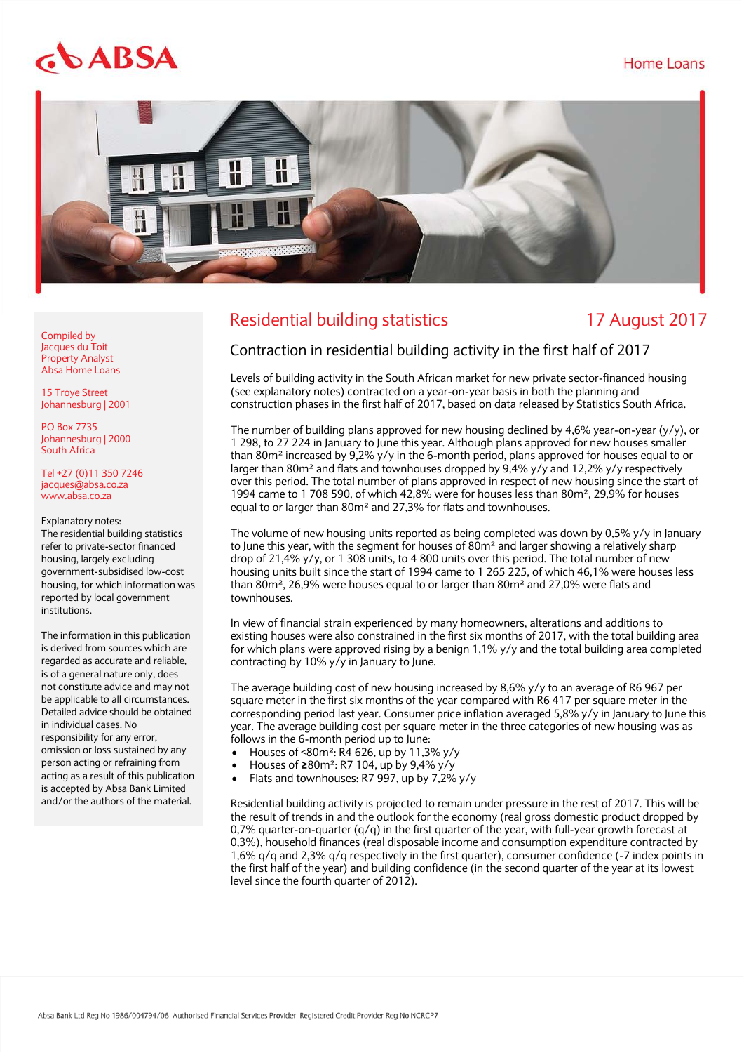ABSA

Home Loans

# Residential building statistics

17 August 2017

## Contraction in residential building activity in the first half of 2017

Levels of building activity in the South African market for new private sector-financed housing (see explanatory notes) contracted on a year-on-year basis in both the planning and construction phases in the first half of 2017, based on data released by Statistics South Africa.

The number of building plans approved for new housing declined by 4,6% year-on-year (y/y), or 1 298, to 27 224 in January to June this year. Although plans approved for new houses smaller than 80m² increased by 9,2% y/y in the 6-month period, plans approved for houses equal to or larger than 80m² and flats and townhouses dropped by 9,4% y/y and 12,2% y/y respectively over this period. The total number of plans approved in respect of new housing since the start of 1994 came to 1 708 590, of which 42,8% were for houses less than 80m², 29,9% for houses equal to or larger than 80m² and 27,3% for flats and townhouses.

The volume of new housing units reported as being completed was down by 0,5% y/y in January to June this year, with the segment for houses of 80m² and larger showing a relatively sharp drop of 21,4% y/y, or 1 308 units, to 4 800 units over this period. The total number of new housing units built since the start of 1994 came to 1 265 225, of which 46,1% were houses less than 80m², 26,9% were houses equal to or larger than 80m² and 27,0% were flats and townhouses.

In view of financial strain experienced by many homeowners, alterations and additions to existing houses were also constrained in the first six months of 2017, with the total building area for which plans were approved rising by a benign 1,1% y/y and the total building area completed contracting by 10% y/y in January to June.

The average building cost of new housing increased by 8,6% y/y to an average of R6 967 per square meter in the first six months of the year compared with R6 417 per square meter in the corresponding period last year. Consumer price inflation averaged 5,8% y/y in January to June this year. The average building cost per square meter in the three categories of new housing was as follows in the 6-month period up to June:

- Houses of <80m²: R4 626, up by 11,3% y/y
- Houses of ≥80m²: R7 104, up by 9,4% y/y
- Flats and townhouses: R7 997, up by 7,2% y/y

Residential building activity is projected to remain under pressure in the rest of 2017. This will be the result of trends in and the outlook for the economy (real gross domestic product dropped by 0,7% quarter-on-quarter (q/q) in the first quarter of the year, with full-year growth forecast at 0,3%), household finances (real disposable income and consumption expenditure contracted by 1,6% q/q and 2,3% q/q respectively in the first quarter), consumer confidence (-7 index points in the first half of the year) and building confidence (in the second quarter of the year at its lowest level since the fourth quarter of 2012).

Compiled by
Jacques du Toit
Property Analyst
Absa Home Loans

15 Troye Street
Johannesburg | 2001

PO Box 7735
Johannesburg | 2000
South Africa

Tel +27 (0)11 350 7246
jacques@absa.co.za
www.absa.co.za

Explanatory notes:
The residential building statistics refer to private-sector financed housing, largely excluding government-subsidised low-cost housing, for which information was reported by local government institutions.

The information in this publication is derived from sources which are regarded as accurate and reliable, is of a general nature only, does not constitute advice and may not be applicable to all circumstances. Detailed advice should be obtained in individual cases. No responsibility for any error, omission or loss sustained by any person acting or refraining from acting as a result of this publication is accepted by Absa Bank Limited and/or the authors of the material.

Absa Bank Ltd Reg No 1986/004794/06 Authorised Financial Services Provider Registered Credit Provider Reg No NCRCP7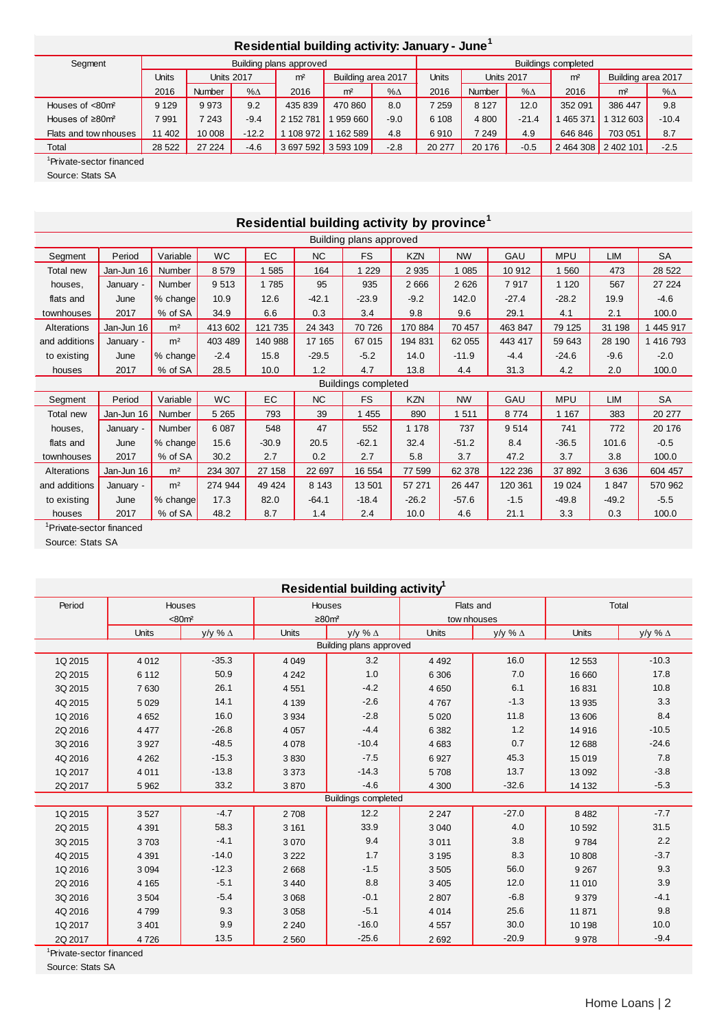## Residential building activity: January - June[1]

| Segment | Building plans approved | | | | | | Buildings completed | | | | | |
|---|---|---|---|---|---|---|---|---|---|---|---|---|
| | Units | Units 2017 | | m² | Building area 2017 | | Units | Units 2017 | | m² | Building area 2017 | |
| | 2016 | Number | %Δ | 2016 | m² | %Δ | 2016 | Number | %Δ | 2016 | m² | %Δ |
| Houses of <80m² | 9 129 | 9 973 | 9.2 | 435 839 | 470 860 | 8.0 | 7 259 | 8 127 | 12.0 | 352 091 | 386 447 | 9.8 |
| Houses of ≥80m² | 7 991 | 7 243 | -9.4 | 2 152 781 | 1 959 660 | -9.0 | 6 108 | 4 800 | -21.4 | 1 465 371 | 1 312 603 | -10.4 |
| Flats and townhouses | 11 402 | 10 008 | -12.2 | 1 108 972 | 1 162 589 | 4.8 | 6 910 | 7 249 | 4.9 | 646 846 | 703 051 | 8.7 |
| Total | 28 522 | 27 224 | -4.6 | 3 697 592 | 3 593 109 | -2.8 | 20 277 | 20 176 | -0.5 | 2 464 308 | 2 402 101 | -2.5 |

[1]Private-sector financed

Source: Stats SA

## Residential building activity by province[1]

| Segment | Period | Variable | WC | EC | NC | FS | KZN | NW | GAU | MPU | LIM | SA |
|---|---|---|---|---|---|---|---|---|---|---|---|---|
| **Building plans approved** | | | | | | | | | | | | |
| Total new houses, flats and townhouses | Jan-Jun 16 | Number | 8 579 | 1 585 | 164 | 1 229 | 2 935 | 1 085 | 10 912 | 1 560 | 473 | 28 522 |
| | January - June 2017 | Number | 9 513 | 1 785 | 95 | 935 | 2 666 | 2 626 | 7 917 | 1 120 | 567 | 27 224 |
| | | % change | 10.9 | 12.6 | -42.1 | -23.9 | -9.2 | 142.0 | -27.4 | -28.2 | 19.9 | -4.6 |
| | | % of SA | 34.9 | 6.6 | 0.3 | 3.4 | 9.8 | 9.6 | 29.1 | 4.1 | 2.1 | 100.0 |
| Alterations and additions to existing houses | Jan-Jun 16 | m² | 413 602 | 121 735 | 24 343 | 70 726 | 170 884 | 70 457 | 463 847 | 79 125 | 31 198 | 1 445 917 |
| | January - June 2017 | m² | 403 489 | 140 988 | 17 165 | 67 015 | 194 831 | 62 055 | 443 417 | 59 643 | 28 190 | 1 416 793 |
| | | % change | -2.4 | 15.8 | -29.5 | -5.2 | 14.0 | -11.9 | -4.4 | -24.6 | -9.6 | -2.0 |
| | | % of SA | 28.5 | 10.0 | 1.2 | 4.7 | 13.8 | 4.4 | 31.3 | 4.2 | 2.0 | 100.0 |
| **Buildings completed** | | | | | | | | | | | | |
| Total new houses, flats and townhouses | Jan-Jun 16 | Number | 5 265 | 793 | 39 | 1 455 | 890 | 1 511 | 8 774 | 1 167 | 383 | 20 277 |
| | January - June 2017 | Number | 6 087 | 548 | 47 | 552 | 1 178 | 737 | 9 514 | 741 | 772 | 20 176 |
| | | % change | 15.6 | -30.9 | 20.5 | -62.1 | 32.4 | -51.2 | 8.4 | -36.5 | 101.6 | -0.5 |
| | | % of SA | 30.2 | 2.7 | 0.2 | 2.7 | 5.8 | 3.7 | 47.2 | 3.7 | 3.8 | 100.0 |
| Alterations and additions to existing houses | Jan-Jun 16 | m² | 234 307 | 27 158 | 22 697 | 16 554 | 77 599 | 62 378 | 122 236 | 37 892 | 3 636 | 604 457 |
| | January - June 2017 | m² | 274 944 | 49 424 | 8 143 | 13 501 | 57 271 | 26 447 | 120 361 | 19 024 | 1 847 | 570 962 |
| | | % change | 17.3 | 82.0 | -64.1 | -18.4 | -26.2 | -57.6 | -1.5 | -49.8 | -49.2 | -5.5 |
| | | % of SA | 48.2 | 8.7 | 1.4 | 2.4 | 10.0 | 4.6 | 21.1 | 3.3 | 0.3 | 100.0 |

[1]Private-sector financed

Source: Stats SA

## Residential building activity[1]

| Period | Houses <80m² | | Houses ≥80m² | | Flats and townhouses | | Total | |
|---|---|---|---|---|---|---|---|---|
| | Units | y/y % Δ | Units | y/y % Δ | Units | y/y % Δ | Units | y/y % Δ |
| **Building plans approved** | | | | | | | | |
| 1Q 2015 | 4 012 | -35.3 | 4 049 | 3.2 | 4 492 | 16.0 | 12 553 | -10.3 |
| 2Q 2015 | 6 112 | 50.9 | 4 242 | 1.0 | 6 306 | 7.0 | 16 660 | 17.8 |
| 3Q 2015 | 7 630 | 26.1 | 4 551 | -4.2 | 4 650 | 6.1 | 16 831 | 10.8 |
| 4Q 2015 | 5 029 | 14.1 | 4 139 | -2.6 | 4 767 | -1.3 | 13 935 | 3.3 |
| 1Q 2016 | 4 652 | 16.0 | 3 934 | -2.8 | 5 020 | 11.8 | 13 606 | 8.4 |
| 2Q 2016 | 4 477 | -26.8 | 4 057 | -4.4 | 6 382 | 1.2 | 14 916 | -10.5 |
| 3Q 2016 | 3 927 | -48.5 | 4 078 | -10.4 | 4 683 | 0.7 | 12 688 | -24.6 |
| 4Q 2016 | 4 262 | -15.3 | 3 830 | -7.5 | 6 927 | 45.3 | 15 019 | 7.8 |
| 1Q 2017 | 4 011 | -13.8 | 3 373 | -14.3 | 5 708 | 13.7 | 13 092 | -3.8 |
| 2Q 2017 | 5 962 | 33.2 | 3 870 | -4.6 | 4 300 | -32.6 | 14 132 | -5.3 |
| **Buildings completed** | | | | | | | | |
| 1Q 2015 | 3 527 | -4.7 | 2 708 | 12.2 | 2 247 | -27.0 | 8 482 | -7.7 |
| 2Q 2015 | 4 391 | 58.3 | 3 161 | 33.9 | 3 040 | 4.0 | 10 592 | 31.5 |
| 3Q 2015 | 3 703 | -4.1 | 3 070 | 9.4 | 3 011 | 3.8 | 9 784 | 2.2 |
| 4Q 2015 | 4 391 | -14.0 | 3 222 | 1.7 | 3 195 | 8.3 | 10 808 | -3.7 |
| 1Q 2016 | 3 094 | -12.3 | 2 668 | -1.5 | 3 505 | 56.0 | 9 267 | 9.3 |
| 2Q 2016 | 4 165 | -5.1 | 3 440 | 8.8 | 3 405 | 12.0 | 11 010 | 3.9 |
| 3Q 2016 | 3 504 | -5.4 | 3 068 | -0.1 | 2 807 | -6.8 | 9 379 | -4.1 |
| 4Q 2016 | 4 799 | 9.3 | 3 058 | -5.1 | 4 014 | 25.6 | 11 871 | 9.8 |
| 1Q 2017 | 3 401 | 9.9 | 2 240 | -16.0 | 4 557 | 30.0 | 10 198 | 10.0 |
| 2Q 2017 | 4 726 | 13.5 | 2 560 | -25.6 | 2 692 | -20.9 | 9 978 | -9.4 |

[1]Private-sector financed

Source: Stats SA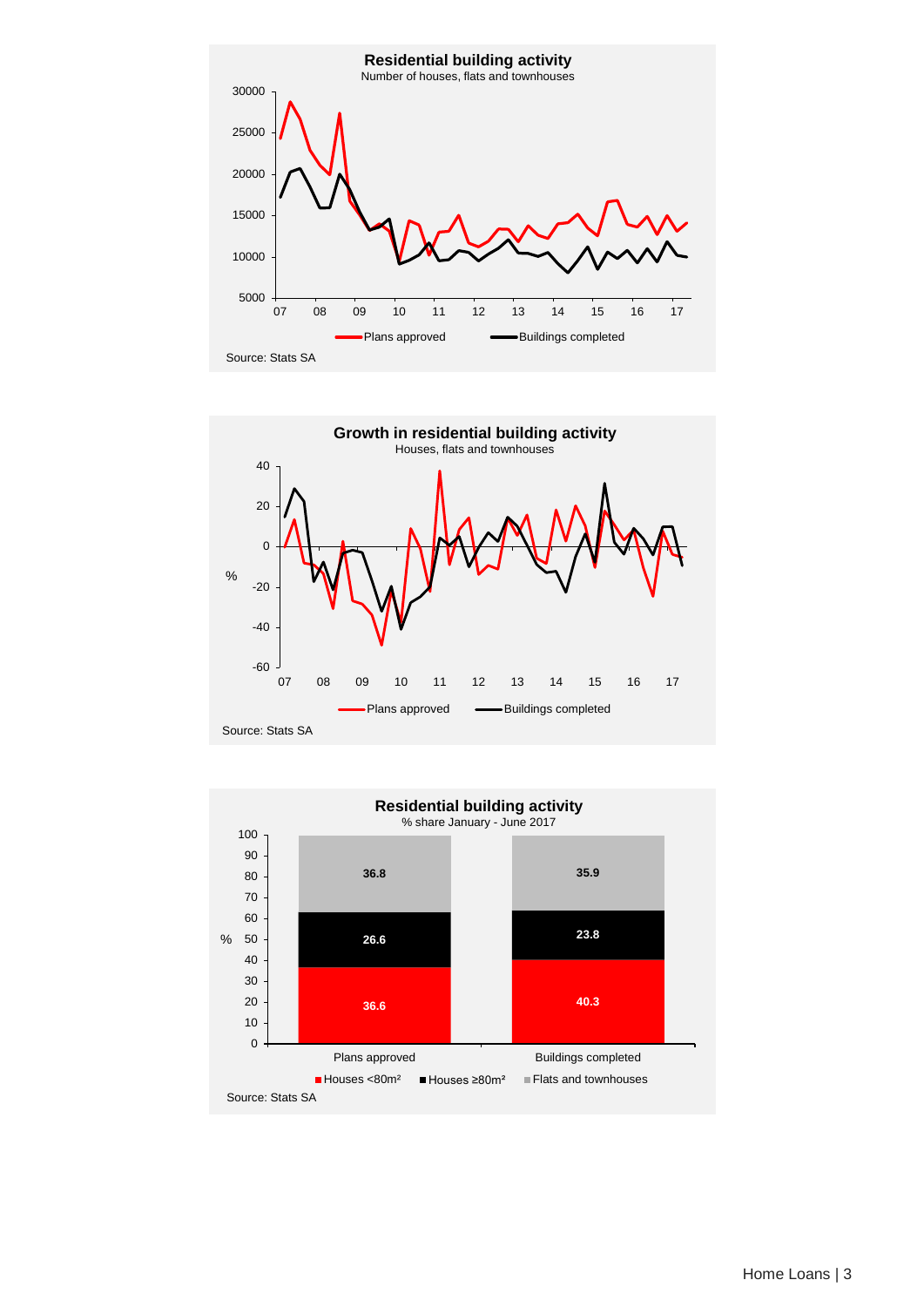**Residential building activity**

Number of houses, flats and townhouses

Plans approved / Buildings completed

Source: Stats SA

**Growth in residential building activity**

Houses, flats and townhouses

Plans approved / Buildings completed

Source: Stats SA

**Residential building activity**

% share January - June 2017

| | Houses <80m² | Houses ≥80m² | Flats and townhouses |
|---|---|---|---|
| Plans approved | 36.6 | 26.6 | 36.8 |
| Buildings completed | 40.3 | 23.8 | 35.9 |

Source: Stats SA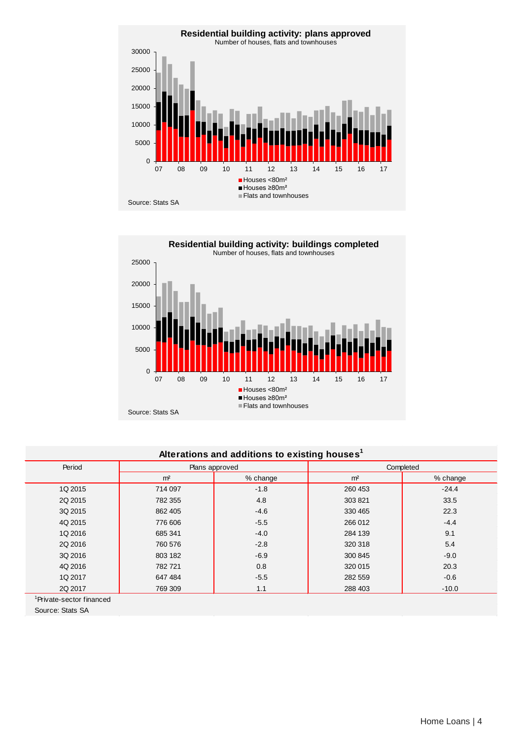**Residential building activity: plans approved**

Number of houses, flats and townhouses

- Houses <80m²
- Houses ≥80m²
- Flats and townhouses

Source: Stats SA

**Residential building activity: buildings completed**

Number of houses, flats and townhouses

- Houses <80m²
- Houses ≥80m²
- Flats and townhouses

Source: Stats SA

**Alterations and additions to existing houses[1]**

| Period | Plans approved | | Completed | |
|---|---|---|---|---|
| | m² | % change | m² | % change |
| 1Q 2015 | 714 097 | -1.8 | 260 453 | -24.4 |
| 2Q 2015 | 782 355 | 4.8 | 303 821 | 33.5 |
| 3Q 2015 | 862 405 | -4.6 | 330 465 | 22.3 |
| 4Q 2015 | 776 606 | -5.5 | 266 012 | -4.4 |
| 1Q 2016 | 685 341 | -4.0 | 284 139 | 9.1 |
| 2Q 2016 | 760 576 | -2.8 | 320 318 | 5.4 |
| 3Q 2016 | 803 182 | -6.9 | 300 845 | -9.0 |
| 4Q 2016 | 782 721 | 0.8 | 320 015 | 20.3 |
| 1Q 2017 | 647 484 | -5.5 | 282 559 | -0.6 |
| 2Q 2017 | 769 309 | 1.1 | 288 403 | -10.0 |

[1]Private-sector financed

Source: Stats SA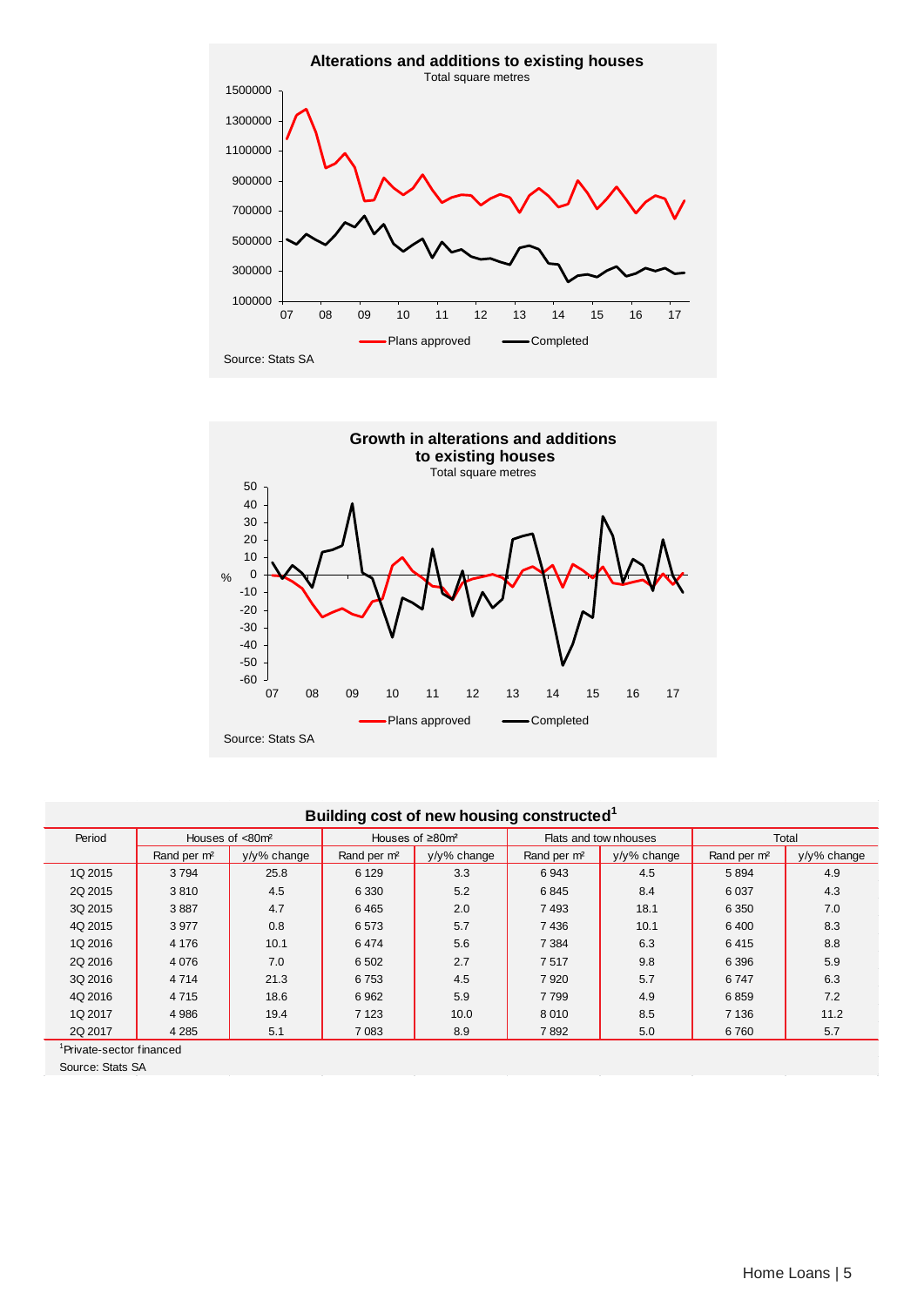**Alterations and additions to existing houses**

Total square metres

Plans approved — Completed

Source: Stats SA

**Growth in alterations and additions to existing houses**

Total square metres

Plans approved — Completed

Source: Stats SA

**Building cost of new housing constructed[1]**

| Period | Houses of <80m² | | Houses of ≥80m² | | Flats and townhouses | | Total | |
|---|---|---|---|---|---|---|---|---|
| | Rand per m² | y/y% change | Rand per m² | y/y% change | Rand per m² | y/y% change | Rand per m² | y/y% change |
| 1Q 2015 | 3 794 | 25.8 | 6 129 | 3.3 | 6 943 | 4.5 | 5 894 | 4.9 |
| 2Q 2015 | 3 810 | 4.5 | 6 330 | 5.2 | 6 845 | 8.4 | 6 037 | 4.3 |
| 3Q 2015 | 3 887 | 4.7 | 6 465 | 2.0 | 7 493 | 18.1 | 6 350 | 7.0 |
| 4Q 2015 | 3 977 | 0.8 | 6 573 | 5.7 | 7 436 | 10.1 | 6 400 | 8.3 |
| 1Q 2016 | 4 176 | 10.1 | 6 474 | 5.6 | 7 384 | 6.3 | 6 415 | 8.8 |
| 2Q 2016 | 4 076 | 7.0 | 6 502 | 2.7 | 7 517 | 9.8 | 6 396 | 5.9 |
| 3Q 2016 | 4 714 | 21.3 | 6 753 | 4.5 | 7 920 | 5.7 | 6 747 | 6.3 |
| 4Q 2016 | 4 715 | 18.6 | 6 962 | 5.9 | 7 799 | 4.9 | 6 859 | 7.2 |
| 1Q 2017 | 4 986 | 19.4 | 7 123 | 10.0 | 8 010 | 8.5 | 7 136 | 11.2 |
| 2Q 2017 | 4 285 | 5.1 | 7 083 | 8.9 | 7 892 | 5.0 | 6 760 | 5.7 |

[1]Private-sector financed

Source: Stats SA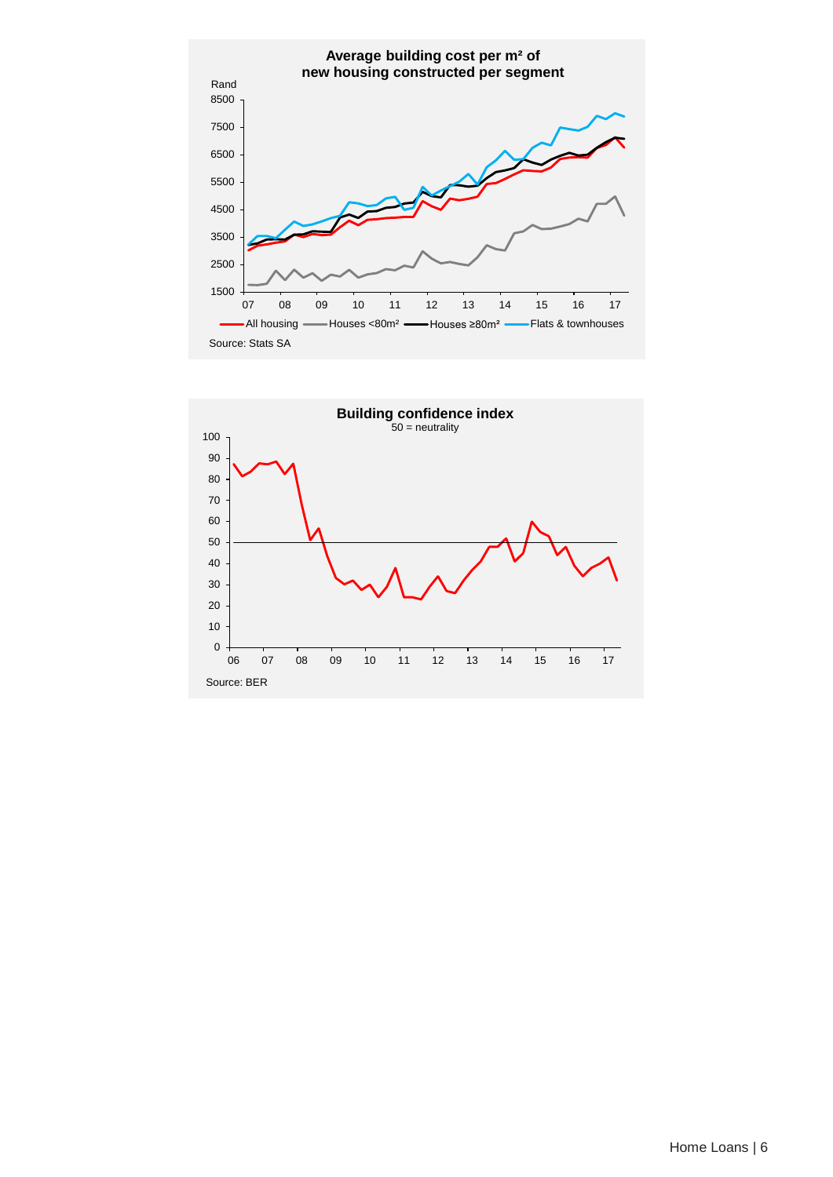**Average building cost per m² of new housing constructed per segment**

Rand

8500
7500
6500
5500
4500
3500
2500
1500

07 08 09 10 11 12 13 14 15 16 17

All housing
Houses <80m²
Houses ≥80m²
Flats & townhouses

Source: Stats SA

**Building confidence index**

50 = neutrality

100
90
80
70
60
50
40
30
20
10
0

06 07 08 09 10 11 12 13 14 15 16 17

Source: BER